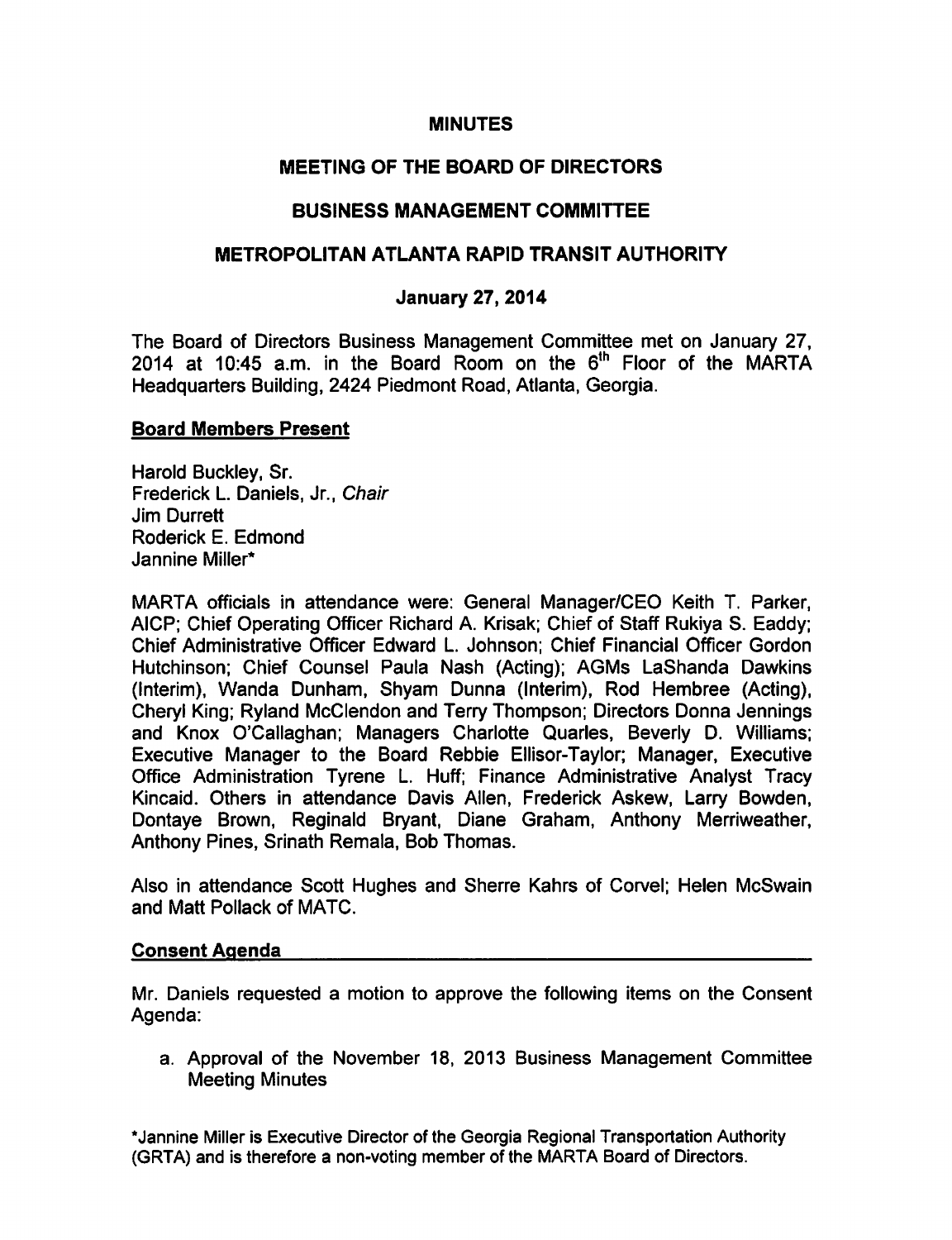# MINUTES

## MEETING OF THE BOARD OF DIRECTORS

## BUSINESS MANAGEMENT COMMITTEE

## METROPOLITAN ATLANTA RAPID TRANSIT AUTHORITY

### January 27, 2014

The Board of Directors Business Management Committee met on January 27, 2014 at 10:45 a.m. in the Board Room on the 6th Floor of the MARTA Headquarters Building, 2424 Piedmont Road, Atlanta, Georgia.

**Board Members Present**

Harold Buckley, Sr.
Frederick L. Daniels, Jr., *Chair*
Jim Durrett
Roderick E. Edmond
Jannine Miller*

MARTA officials in attendance were: General Manager/CEO Keith T. Parker, AICP; Chief Operating Officer Richard A. Krisak; Chief of Staff Rukiya S. Eaddy; Chief Administrative Officer Edward L. Johnson; Chief Financial Officer Gordon Hutchinson; Chief Counsel Paula Nash (Acting); AGMs LaShanda Dawkins (Interim), Wanda Dunham, Shyam Dunna (Interim), Rod Hembree (Acting), Cheryl King; Ryland McClendon and Terry Thompson; Directors Donna Jennings and Knox O'Callaghan; Managers Charlotte Quarles, Beverly D. Williams; Executive Manager to the Board Rebbie Ellisor-Taylor; Manager, Executive Office Administration Tyrene L. Huff; Finance Administrative Analyst Tracy Kincaid. Others in attendance Davis Allen, Frederick Askew, Larry Bowden, Dontaye Brown, Reginald Bryant, Diane Graham, Anthony Merriweather, Anthony Pines, Srinath Remala, Bob Thomas.

Also in attendance Scott Hughes and Sherre Kahrs of Corvel; Helen McSwain and Matt Pollack of MATC.

**Consent Agenda**

Mr. Daniels requested a motion to approve the following items on the Consent Agenda:

a. Approval of the November 18, 2013 Business Management Committee Meeting Minutes

*Jannine Miller is Executive Director of the Georgia Regional Transportation Authority (GRTA) and is therefore a non-voting member of the MARTA Board of Directors.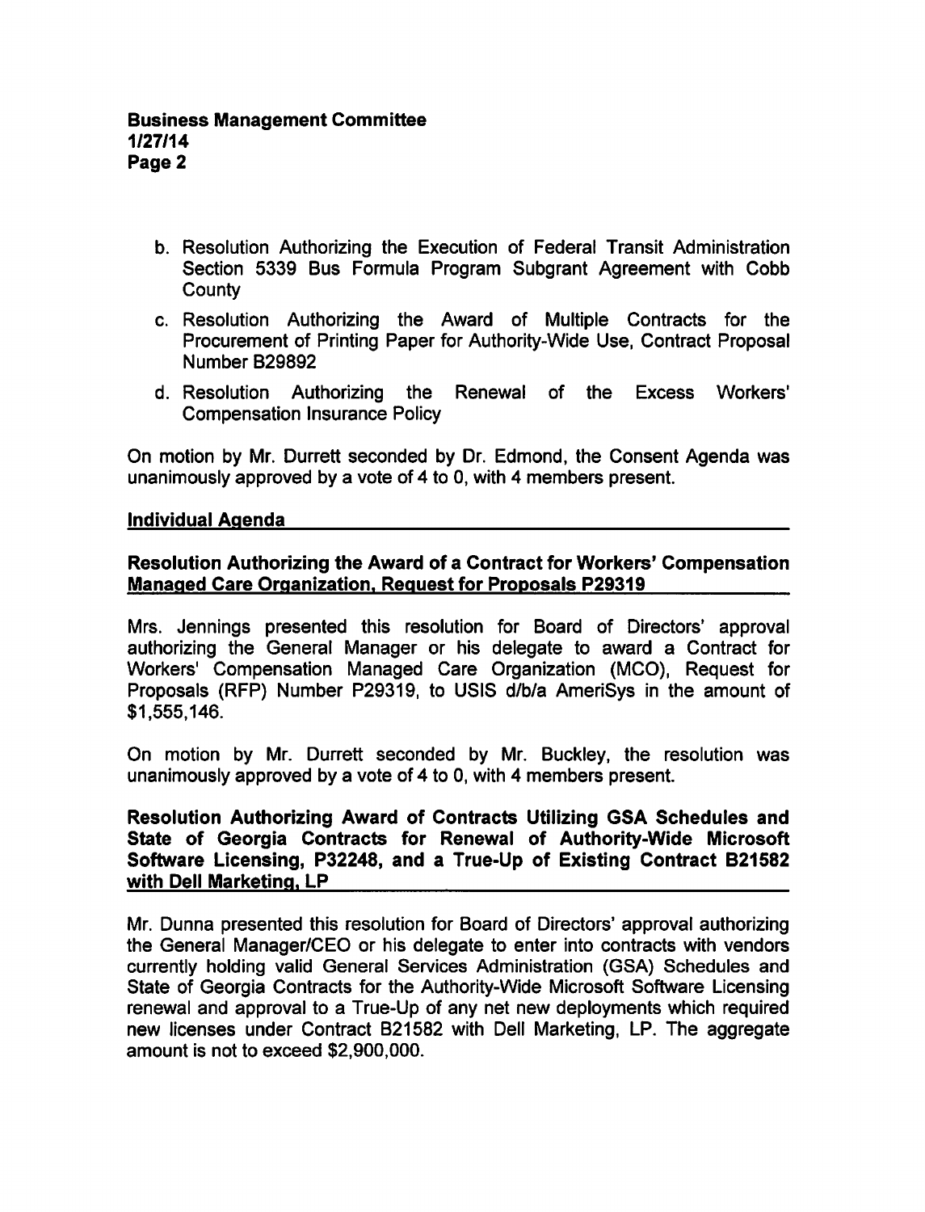b. Resolution Authorizing the Execution of Federal Transit Administration Section 5339 Bus Formula Program Subgrant Agreement with Cobb County

c. Resolution Authorizing the Award of Multiple Contracts for the Procurement of Printing Paper for Authority-Wide Use, Contract Proposal Number B29892

d. Resolution Authorizing the Renewal of the Excess Workers' Compensation Insurance Policy

On motion by Mr. Durrett seconded by Dr. Edmond, the Consent Agenda was unanimously approved by a vote of 4 to 0, with 4 members present.

## Individual Agenda

### Resolution Authorizing the Award of a Contract for Workers' Compensation Managed Care Organization, Request for Proposals P29319

Mrs. Jennings presented this resolution for Board of Directors' approval authorizing the General Manager or his delegate to award a Contract for Workers' Compensation Managed Care Organization (MCO), Request for Proposals (RFP) Number P29319, to USIS d/b/a AmeriSys in the amount of $1,555,146.

On motion by Mr. Durrett seconded by Mr. Buckley, the resolution was unanimously approved by a vote of 4 to 0, with 4 members present.

### Resolution Authorizing Award of Contracts Utilizing GSA Schedules and State of Georgia Contracts for Renewal of Authority-Wide Microsoft Software Licensing, P32248, and a True-Up of Existing Contract B21582 with Dell Marketing, LP

Mr. Dunna presented this resolution for Board of Directors' approval authorizing the General Manager/CEO or his delegate to enter into contracts with vendors currently holding valid General Services Administration (GSA) Schedules and State of Georgia Contracts for the Authority-Wide Microsoft Software Licensing renewal and approval to a True-Up of any net new deployments which required new licenses under Contract B21582 with Dell Marketing, LP. The aggregate amount is not to exceed $2,900,000.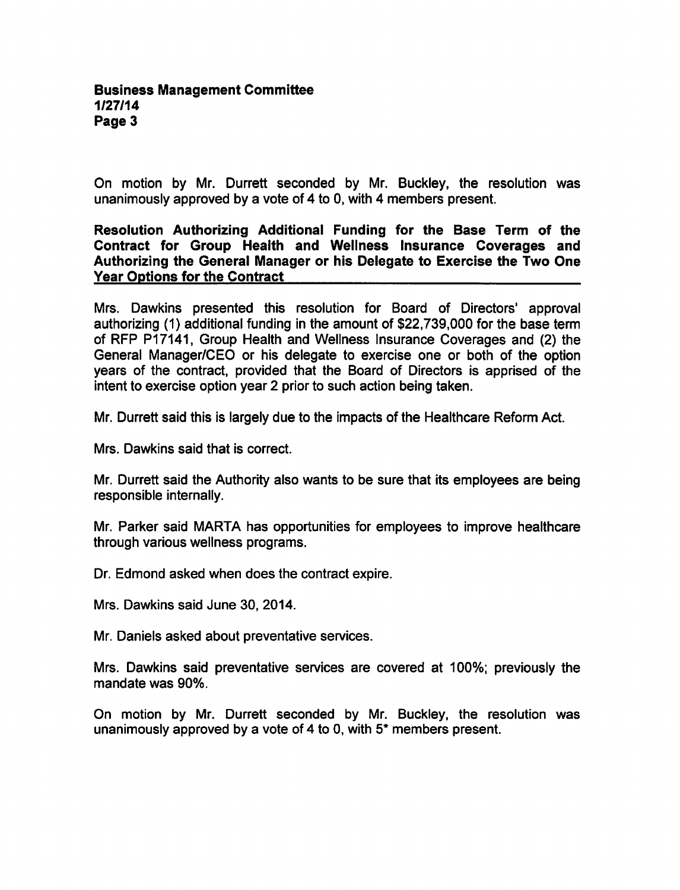On motion by Mr. Durrett seconded by Mr. Buckley, the resolution was unanimously approved by a vote of 4 to 0, with 4 members present.

**Resolution Authorizing Additional Funding for the Base Term of the Contract for Group Health and Wellness Insurance Coverages and Authorizing the General Manager or his Delegate to Exercise the Two One Year Options for the Contract**

Mrs. Dawkins presented this resolution for Board of Directors' approval authorizing (1) additional funding in the amount of $22,739,000 for the base term of RFP P17141, Group Health and Wellness Insurance Coverages and (2) the General Manager/CEO or his delegate to exercise one or both of the option years of the contract, provided that the Board of Directors is apprised of the intent to exercise option year 2 prior to such action being taken.

Mr. Durrett said this is largely due to the impacts of the Healthcare Reform Act.

Mrs. Dawkins said that is correct.

Mr. Durrett said the Authority also wants to be sure that its employees are being responsible internally.

Mr. Parker said MARTA has opportunities for employees to improve healthcare through various wellness programs.

Dr. Edmond asked when does the contract expire.

Mrs. Dawkins said June 30, 2014.

Mr. Daniels asked about preventative services.

Mrs. Dawkins said preventative services are covered at 100%; previously the mandate was 90%.

On motion by Mr. Durrett seconded by Mr. Buckley, the resolution was unanimously approved by a vote of 4 to 0, with 5* members present.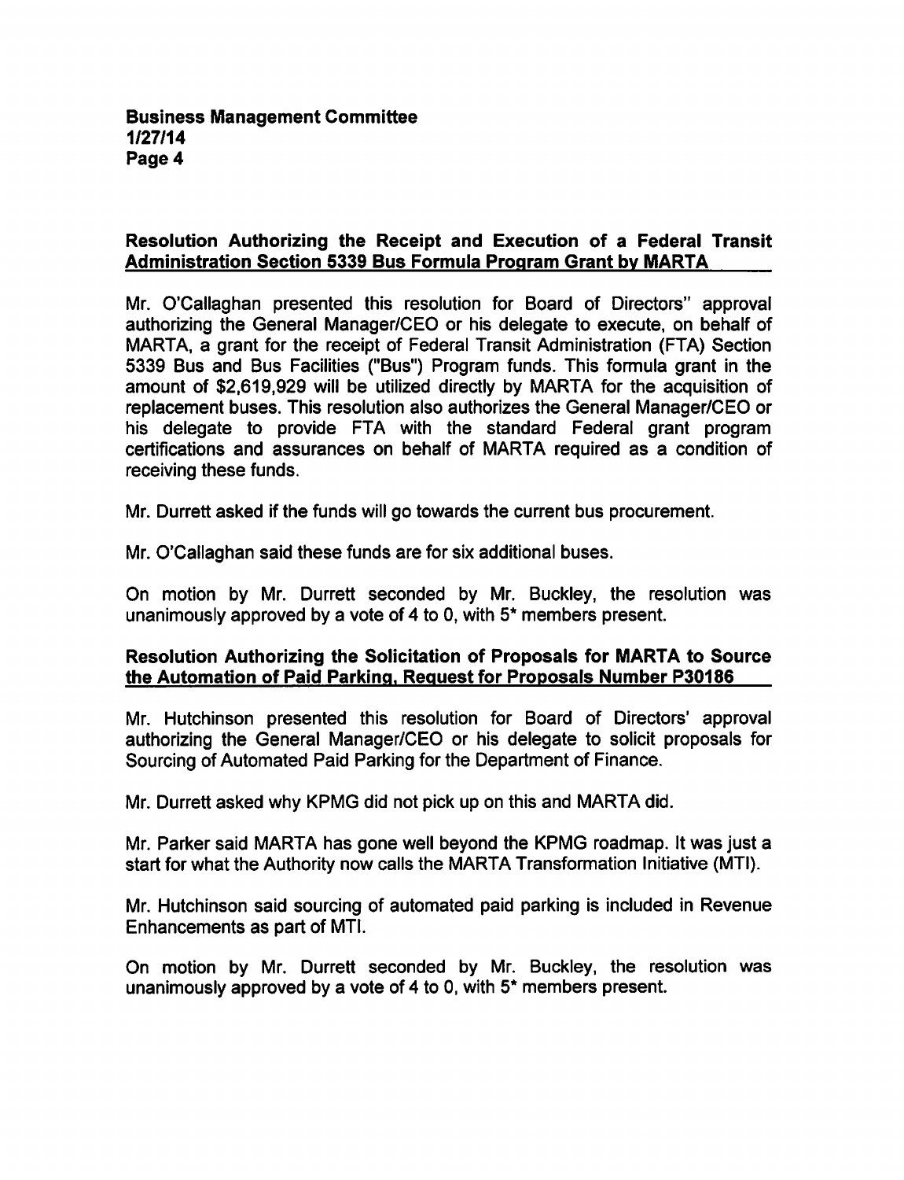### Resolution Authorizing the Receipt and Execution of a Federal Transit Administration Section 5339 Bus Formula Program Grant by MARTA

Mr. O'Callaghan presented this resolution for Board of Directors" approval authorizing the General Manager/CEO or his delegate to execute, on behalf of MARTA, a grant for the receipt of Federal Transit Administration (FTA) Section 5339 Bus and Bus Facilities ("Bus") Program funds. This formula grant in the amount of $2,619,929 will be utilized directly by MARTA for the acquisition of replacement buses. This resolution also authorizes the General Manager/CEO or his delegate to provide FTA with the standard Federal grant program certifications and assurances on behalf of MARTA required as a condition of receiving these funds.

Mr. Durrett asked if the funds will go towards the current bus procurement.

Mr. O'Callaghan said these funds are for six additional buses.

On motion by Mr. Durrett seconded by Mr. Buckley, the resolution was unanimously approved by a vote of 4 to 0, with 5* members present.

### Resolution Authorizing the Solicitation of Proposals for MARTA to Source the Automation of Paid Parking, Request for Proposals Number P30186

Mr. Hutchinson presented this resolution for Board of Directors' approval authorizing the General Manager/CEO or his delegate to solicit proposals for Sourcing of Automated Paid Parking for the Department of Finance.

Mr. Durrett asked why KPMG did not pick up on this and MARTA did.

Mr. Parker said MARTA has gone well beyond the KPMG roadmap. It was just a start for what the Authority now calls the MARTA Transformation Initiative (MTI).

Mr. Hutchinson said sourcing of automated paid parking is included in Revenue Enhancements as part of MTI.

On motion by Mr. Durrett seconded by Mr. Buckley, the resolution was unanimously approved by a vote of 4 to 0, with 5* members present.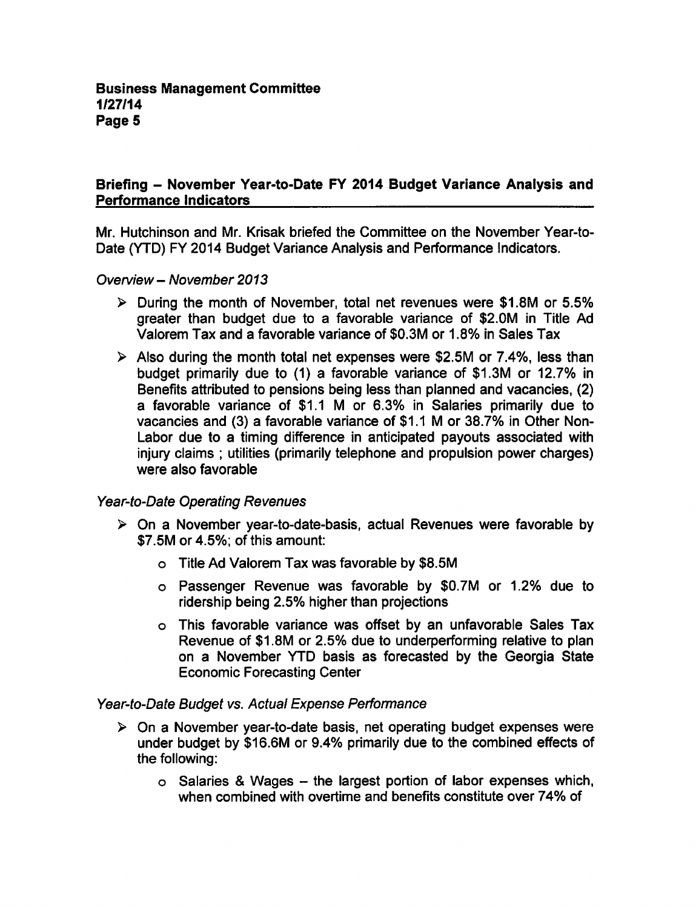**Business Management Committee**
**1/27/14**

## Briefing – November Year-to-Date FY 2014 Budget Variance Analysis and Performance Indicators

Mr. Hutchinson and Mr. Krisak briefed the Committee on the November Year-to-Date (YTD) FY 2014 Budget Variance Analysis and Performance Indicators.

*Overview – November 2013*

- During the month of November, total net revenues were $1.8M or 5.5% greater than budget due to a favorable variance of $2.0M in Title Ad Valorem Tax and a favorable variance of $0.3M or 1.8% in Sales Tax
- Also during the month total net expenses were $2.5M or 7.4%, less than budget primarily due to (1) a favorable variance of $1.3M or 12.7% in Benefits attributed to pensions being less than planned and vacancies, (2) a favorable variance of $1.1 M or 6.3% in Salaries primarily due to vacancies and (3) a favorable variance of $1.1 M or 38.7% in Other Non-Labor due to a timing difference in anticipated payouts associated with injury claims ; utilities (primarily telephone and propulsion power charges) were also favorable

*Year-to-Date Operating Revenues*

- On a November year-to-date-basis, actual Revenues were favorable by $7.5M or 4.5%; of this amount:
  - Title Ad Valorem Tax was favorable by $8.5M
  - Passenger Revenue was favorable by $0.7M or 1.2% due to ridership being 2.5% higher than projections
  - This favorable variance was offset by an unfavorable Sales Tax Revenue of $1.8M or 2.5% due to underperforming relative to plan on a November YTD basis as forecasted by the Georgia State Economic Forecasting Center

*Year-to-Date Budget vs. Actual Expense Performance*

- On a November year-to-date basis, net operating budget expenses were under budget by $16.6M or 9.4% primarily due to the combined effects of the following:
  - Salaries & Wages – the largest portion of labor expenses which, when combined with overtime and benefits constitute over 74% of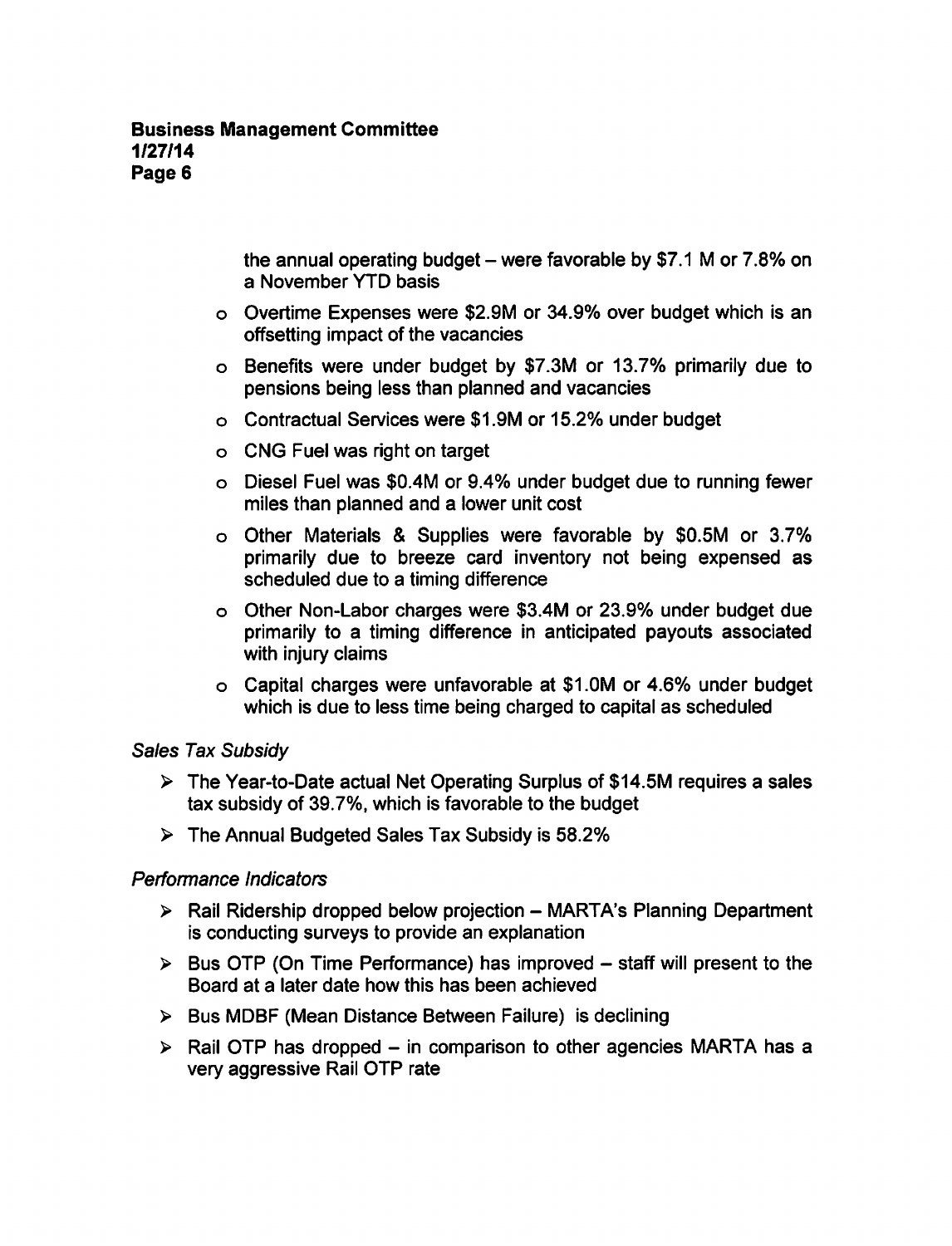the annual operating budget – were favorable by $7.1 M or 7.8% on a November YTD basis

- Overtime Expenses were $2.9M or 34.9% over budget which is an offsetting impact of the vacancies
- Benefits were under budget by $7.3M or 13.7% primarily due to pensions being less than planned and vacancies
- Contractual Services were $1.9M or 15.2% under budget
- CNG Fuel was right on target
- Diesel Fuel was $0.4M or 9.4% under budget due to running fewer miles than planned and a lower unit cost
- Other Materials & Supplies were favorable by $0.5M or 3.7% primarily due to breeze card inventory not being expensed as scheduled due to a timing difference
- Other Non-Labor charges were $3.4M or 23.9% under budget due primarily to a timing difference in anticipated payouts associated with injury claims
- Capital charges were unfavorable at $1.0M or 4.6% under budget which is due to less time being charged to capital as scheduled

*Sales Tax Subsidy*

- The Year-to-Date actual Net Operating Surplus of $14.5M requires a sales tax subsidy of 39.7%, which is favorable to the budget
- The Annual Budgeted Sales Tax Subsidy is 58.2%

*Performance Indicators*

- Rail Ridership dropped below projection – MARTA's Planning Department is conducting surveys to provide an explanation
- Bus OTP (On Time Performance) has improved – staff will present to the Board at a later date how this has been achieved
- Bus MDBF (Mean Distance Between Failure) is declining
- Rail OTP has dropped – in comparison to other agencies MARTA has a very aggressive Rail OTP rate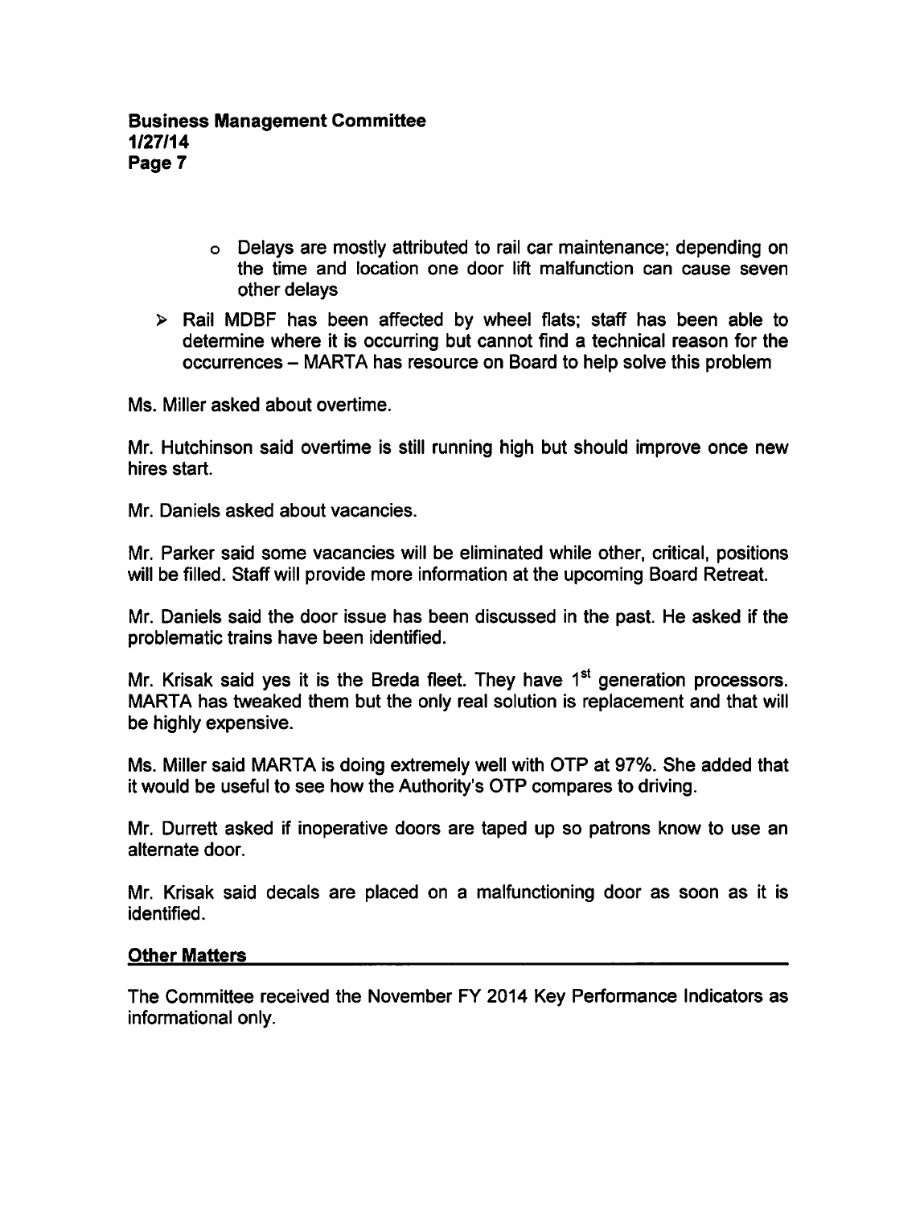- Delays are mostly attributed to rail car maintenance; depending on the time and location one door lift malfunction can cause seven other delays
- Rail MDBF has been affected by wheel flats; staff has been able to determine where it is occurring but cannot find a technical reason for the occurrences – MARTA has resource on Board to help solve this problem

Ms. Miller asked about overtime.

Mr. Hutchinson said overtime is still running high but should improve once new hires start.

Mr. Daniels asked about vacancies.

Mr. Parker said some vacancies will be eliminated while other, critical, positions will be filled. Staff will provide more information at the upcoming Board Retreat.

Mr. Daniels said the door issue has been discussed in the past. He asked if the problematic trains have been identified.

Mr. Krisak said yes it is the Breda fleet. They have 1st generation processors. MARTA has tweaked them but the only real solution is replacement and that will be highly expensive.

Ms. Miller said MARTA is doing extremely well with OTP at 97%. She added that it would be useful to see how the Authority's OTP compares to driving.

Mr. Durrett asked if inoperative doors are taped up so patrons know to use an alternate door.

Mr. Krisak said decals are placed on a malfunctioning door as soon as it is identified.

## Other Matters

The Committee received the November FY 2014 Key Performance Indicators as informational only.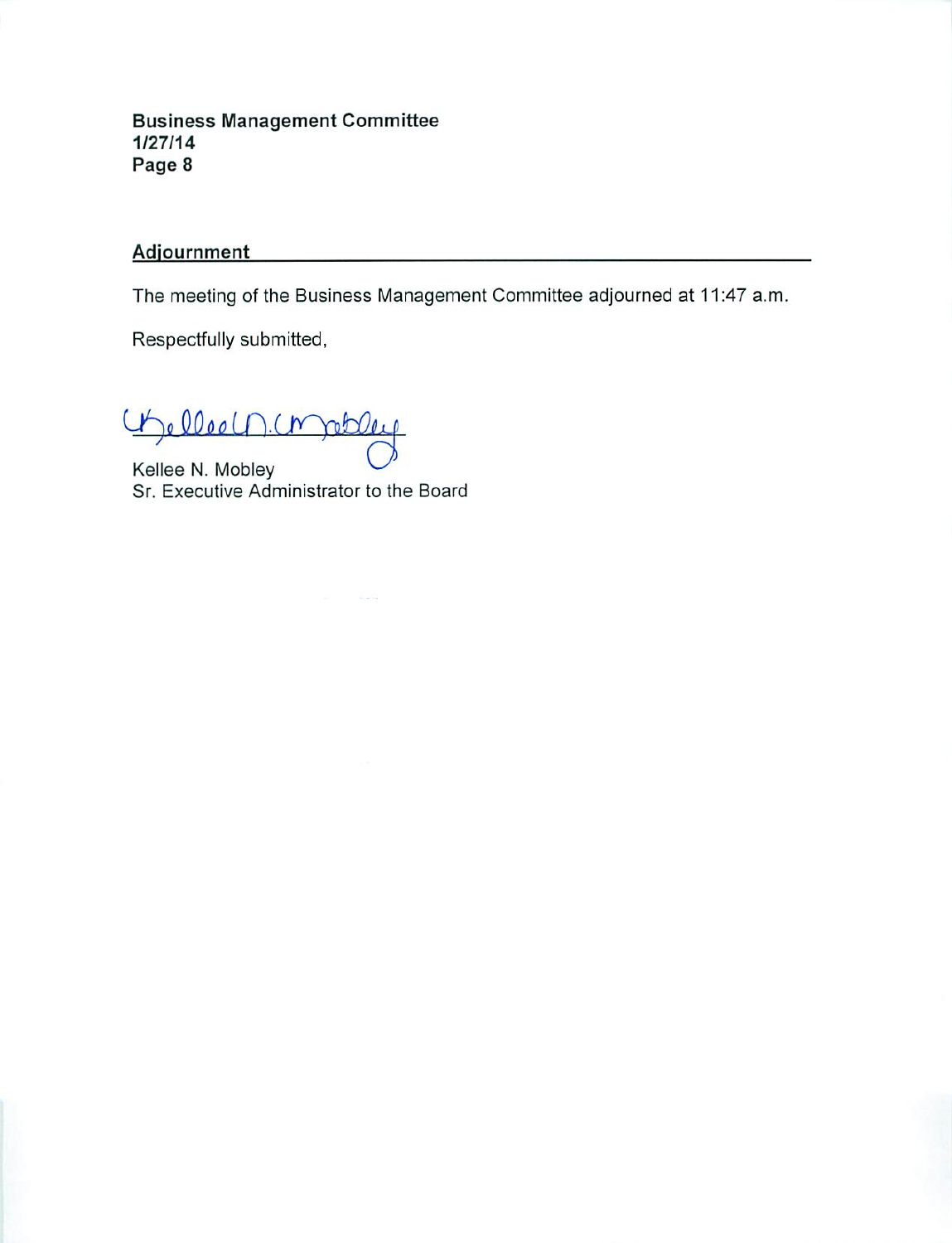Business Management Committee
1/27/14
Page 8

## Adjournment

The meeting of the Business Management Committee adjourned at 11:47 a.m.

Respectfully submitted,

Kellee N. Mobley
Sr. Executive Administrator to the Board